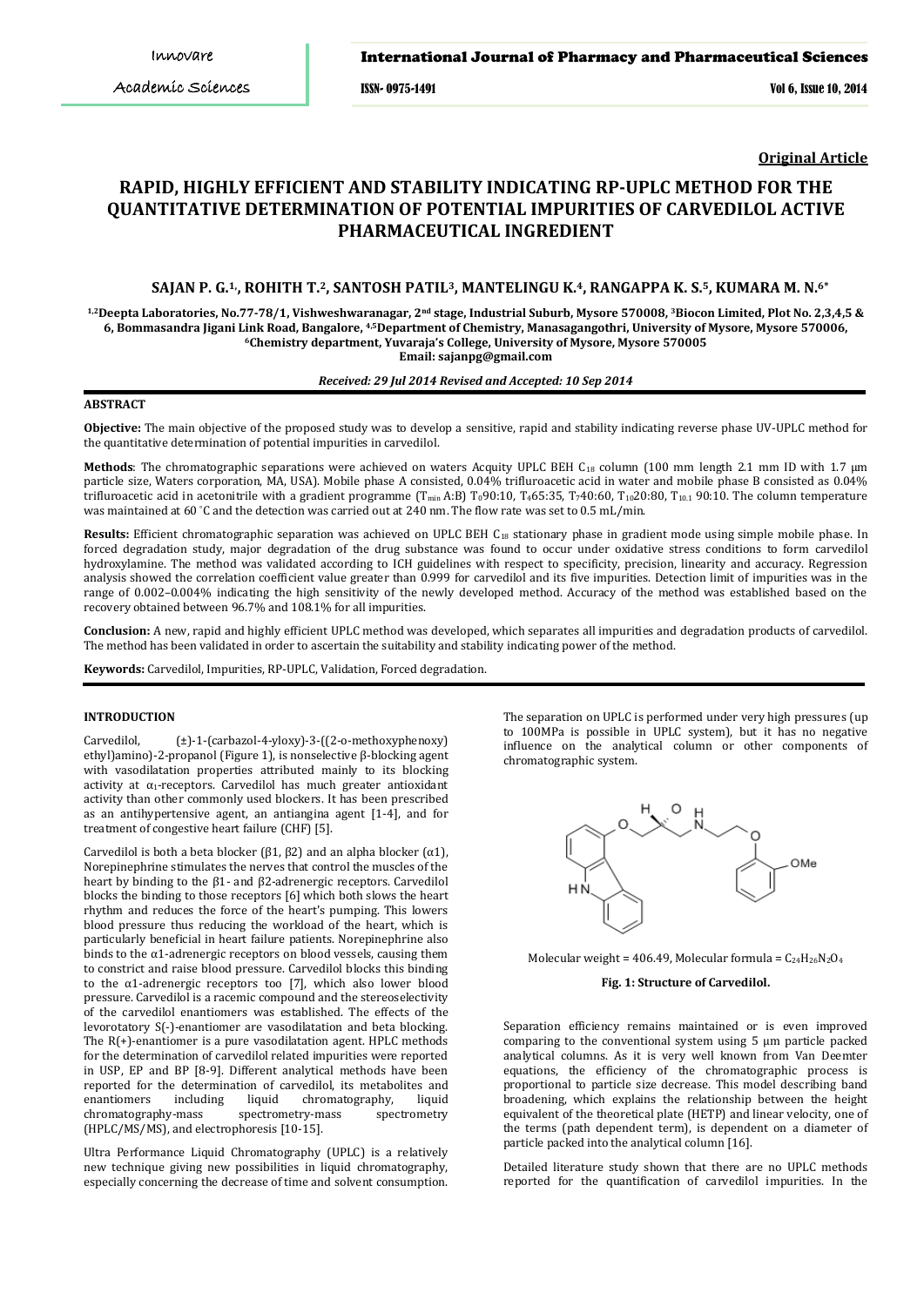**Original Article**

# RAPID, HIGHLY EFFICIENT AND STABILITY INDICATING RP-UPLC METHOD FOR THE QUANTITATIVE DETERMINATION OF POTENTIAL IMPURITIES OF CARVEDILOL ACTIVE PHARMACEUTICAL INGREDIENT

**SAJAN P. G.[1], ROHITH T.[2], SANTOSH PATIL[3], MANTELINGU K.[4], RANGAPPA K. S.[5], KUMARA M. N.[6*]**

[1,2]Deepta Laboratories, No.77-78/1, Vishweshwaranagar, 2nd stage, Industrial Suburb, Mysore 570008, [3]Biocon Limited, Plot No. 2,3,4,5 & 6, Bommasandra Jigani Link Road, Bangalore, [4,5]Department of Chemistry, Manasagangothri, University of Mysore, Mysore 570006, [6]Chemistry department, Yuvaraja's College, University of Mysore, Mysore 570005
Email: sajanpg@gmail.com

*Received: 29 Jul 2014 Revised and Accepted: 10 Sep 2014*

## ABSTRACT

**Objective:** The main objective of the proposed study was to develop a sensitive, rapid and stability indicating reverse phase UV-UPLC method for the quantitative determination of potential impurities in carvedilol.

**Methods**: The chromatographic separations were achieved on waters Acquity UPLC BEH $C_{18}$ column (100 mm length 2.1 mm ID with 1.7 µm particle size, Waters corporation, MA, USA). Mobile phase A consisted, 0.04% trifluroacetic acid in water and mobile phase B consisted as 0.04% trifluroacetic acid in acetonitrile with a gradient programme ($T_{min}$ A:B) $T_0$90:10, $T_4$65:35, $T_7$40:60, $T_{10}$20:80, $T_{10.1}$ 90:10. The column temperature was maintained at 60 °C and the detection was carried out at 240 nm. The flow rate was set to 0.5 mL/min.

**Results:** Efficient chromatographic separation was achieved on UPLC BEH $C_{18}$ stationary phase in gradient mode using simple mobile phase. In forced degradation study, major degradation of the drug substance was found to occur under oxidative stress conditions to form carvedilol hydroxylamine. The method was validated according to ICH guidelines with respect to specificity, precision, linearity and accuracy. Regression analysis showed the correlation coefficient value greater than 0.999 for carvedilol and its five impurities. Detection limit of impurities was in the range of 0.002–0.004% indicating the high sensitivity of the newly developed method. Accuracy of the method was established based on the recovery obtained between 96.7% and 108.1% for all impurities.

**Conclusion:** A new, rapid and highly efficient UPLC method was developed, which separates all impurities and degradation products of carvedilol. The method has been validated in order to ascertain the suitability and stability indicating power of the method.

**Keywords:** Carvedilol, Impurities, RP-UPLC, Validation, Forced degradation.

## INTRODUCTION

Carvedilol, (±)-1-(carbazol-4-yloxy)-3-((2-o-methoxyphenoxy) ethyl]amino)-2-propanol (Figure 1), is nonselective β-blocking agent with vasodilatation properties attributed mainly to its blocking activity at $\alpha_1$-receptors. Carvedilol has much greater antioxidant activity than other commonly used blockers. It has been prescribed as an antihypertensive agent, an antiangina agent [1-4], and for treatment of congestive heart failure (CHF) [5].

Carvedilol is both a beta blocker (β1, β2) and an alpha blocker (α1), Norepinephrine stimulates the nerves that control the muscles of the heart by binding to the β1- and β2-adrenergic receptors. Carvedilol blocks the binding to those receptors [6] which both slows the heart rhythm and reduces the force of the heart's pumping. This lowers blood pressure thus reducing the workload of the heart, which is particularly beneficial in heart failure patients. Norepinephrine also binds to the α1-adrenergic receptors on blood vessels, causing them to constrict and raise blood pressure. Carvedilol blocks this binding to the α1-adrenergic receptors too [7], which also lower blood pressure. Carvedilol is a racemic compound and the stereoselectivity of the carvedilol enantiomers was established. The effects of the levorotatory S(-)-enantiomer are vasodilatation and beta blocking. The R(+)-enantiomer is a pure vasodilatation agent. HPLC methods for the determination of carvedilol related impurities were reported in USP, EP and BP [8-9]. Different analytical methods have been reported for the determination of carvedilol, its metabolites and enantiomers including liquid chromatography, liquid chromatography-mass spectrometry-mass spectrometry (HPLC/MS/MS), and electrophoresis [10-15].

Ultra Performance Liquid Chromatography (UPLC) is a relatively new technique giving new possibilities in liquid chromatography, especially concerning the decrease of time and solvent consumption. The separation on UPLC is performed under very high pressures (up to 100MPa is possible in UPLC system), but it has no negative influence on the analytical column or other components of chromatographic system.

Molecular weight = 406.49, Molecular formula = $C_{24}H_{26}N_2O_4$

**Fig. 1: Structure of Carvedilol.**

Separation efficiency remains maintained or is even improved comparing to the conventional system using 5 µm particle packed analytical columns. As it is very well known from Van Deemter equations, the efficiency of the chromatographic process is proportional to particle size decrease. This model describing band broadening, which explains the relationship between the height equivalent of the theoretical plate (HETP) and linear velocity, one of the terms (path dependent term), is dependent on a diameter of particle packed into the analytical column [16].

Detailed literature study shown that there are no UPLC methods reported for the quantification of carvedilol impurities. In the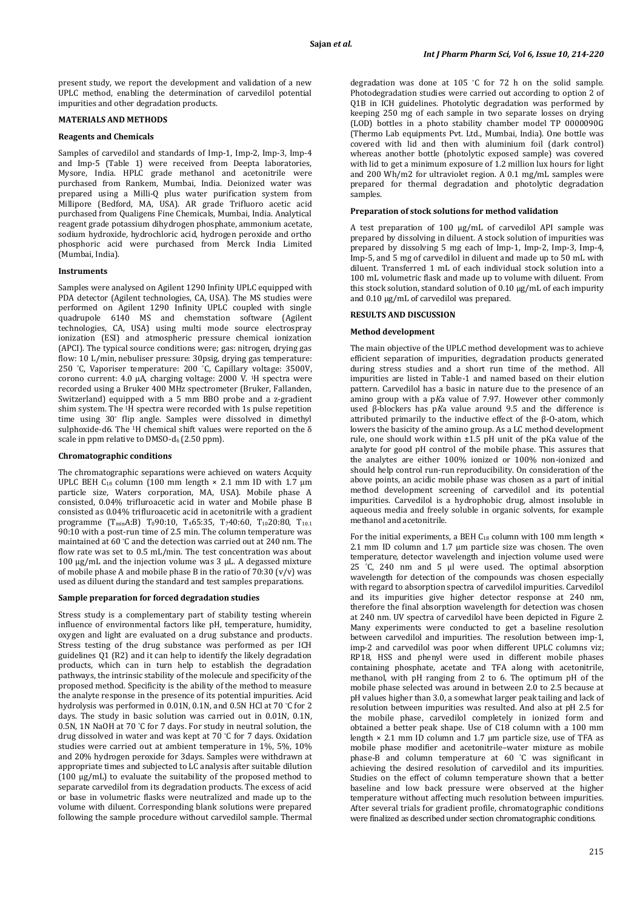present study, we report the development and validation of a new UPLC method, enabling the determination of carvedilol potential impurities and other degradation products.

## MATERIALS AND METHODS

### Reagents and Chemicals

Samples of carvedilol and standards of Imp-1, Imp-2, Imp-3, Imp-4 and Imp-5 (Table 1) were received from Deepta laboratories, Mysore, India. HPLC grade methanol and acetonitrile were purchased from Rankem, Mumbai, India. Deionized water was prepared using a Milli-Q plus water purification system from Millipore (Bedford, MA, USA). AR grade Trifluoro acetic acid purchased from Qualigens Fine Chemicals, Mumbai, India. Analytical reagent grade potassium dihydrogen phosphate, ammonium acetate, sodium hydroxide, hydrochloric acid, hydrogen peroxide and ortho phosphoric acid were purchased from Merck India Limited (Mumbai, India).

### Instruments

Samples were analysed on Agilent 1290 Infinity UPLC equipped with PDA detector (Agilent technologies, CA, USA). The MS studies were performed on Agilent 1290 Infinity UPLC coupled with single quadrupole 6140 MS and chemstation software (Agilent technologies, CA, USA) using multi mode source electrospray ionization (ESI) and atmospheric pressure chemical ionization (APCI). The typical source conditions were; gas: nitrogen, drying gas flow: 10 L/min, nebuliser pressure: 30psig, drying gas temperature: 250 °C, Vaporiser temperature: 200 °C, Capillary voltage: 3500V, corono current: 4.0 µA, charging voltage: 2000 V. $^1$H spectra were recorded using a Bruker 400 MHz spectrometer (Bruker, Fallanden, Switzerland) equipped with a 5 mm BBO probe and a z-gradient shim system. The $^1$H spectra were recorded with 1s pulse repetition time using 30° flip angle. Samples were dissolved in dimethyl sulphoxide-d6. The $^1$H chemical shift values were reported on the δ scale in ppm relative to DMSO-$d_6$ (2.50 ppm).

### Chromatographic conditions

The chromatographic separations were achieved on waters Acquity UPLC BEH $C_{18}$ column (100 mm length × 2.1 mm ID with 1.7 µm particle size, Waters corporation, MA, USA). Mobile phase A consisted, 0.04% trifluroacetic acid in water and Mobile phase B consisted as 0.04% trifluroacetic acid in acetonitrile with a gradient programme ($T_{min}$A:B) $T_0$90:10, $T_4$65:35, $T_7$40:60, $T_{10}$20:80, $T_{10.1}$ 90:10 with a post-run time of 2.5 min. The column temperature was maintained at 60 °C and the detection was carried out at 240 nm. The flow rate was set to 0.5 mL/min. The test concentration was about 100 µg/mL and the injection volume was 3 µL. A degassed mixture of mobile phase A and mobile phase B in the ratio of 70:30 (v/v) was used as diluent during the standard and test samples preparations.

### Sample preparation for forced degradation studies

Stress study is a complementary part of stability testing wherein influence of environmental factors like pH, temperature, humidity, oxygen and light are evaluated on a drug substance and products. Stress testing of the drug substance was performed as per ICH guidelines Q1 (R2) and it can help to identify the likely degradation products, which can in turn help to establish the degradation pathways, the intrinsic stability of the molecule and specificity of the proposed method. Specificity is the ability of the method to measure the analyte response in the presence of its potential impurities. Acid hydrolysis was performed in 0.01N, 0.1N, and 0.5N HCl at 70 °C for 2 days. The study in basic solution was carried out in 0.01N, 0.1N, 0.5N, 1N NaOH at 70 °C for 7 days. For study in neutral solution, the drug dissolved in water and was kept at 70 °C for 7 days. Oxidation studies were carried out at ambient temperature in 1%, 5%, 10% and 20% hydrogen peroxide for 3days. Samples were withdrawn at appropriate times and subjected to LC analysis after suitable dilution (100 µg/mL) to evaluate the suitability of the proposed method to separate carvedilol from its degradation products. The excess of acid or base in volumetric flasks were neutralized and made up to the volume with diluent. Corresponding blank solutions were prepared following the sample procedure without carvedilol sample. Thermal degradation was done at 105 °C for 72 h on the solid sample. Photodegradation studies were carried out according to option 2 of Q1B in ICH guidelines. Photolytic degradation was performed by keeping 250 mg of each sample in two separate losses on drying (LOD) bottles in a photo stability chamber model TP 0000090G (Thermo Lab equipments Pvt. Ltd., Mumbai, India). One bottle was covered with lid and then with aluminium foil (dark control) whereas another bottle (photolytic exposed sample) was covered with lid to get a minimum exposure of 1.2 million lux hours for light and 200 Wh/m2 for ultraviolet region. A 0.1 mg/mL samples were prepared for thermal degradation and photolytic degradation samples.

### Preparation of stock solutions for method validation

A test preparation of 100 µg/mL of carvedilol API sample was prepared by dissolving in diluent. A stock solution of impurities was prepared by dissolving 5 mg each of Imp-1, Imp-2, Imp-3, Imp-4, Imp-5, and 5 mg of carvedilol in diluent and made up to 50 mL with diluent. Transferred 1 mL of each individual stock solution into a 100 mL volumetric flask and made up to volume with diluent. From this stock solution, standard solution of 0.10 µg/mL of each impurity and 0.10 µg/mL of carvedilol was prepared.

## RESULTS AND DISCUSSION

### Method development

The main objective of the UPLC method development was to achieve efficient separation of impurities, degradation products generated during stress studies and a short run time of the method. All impurities are listed in Table-1 and named based on their elution pattern. Carvedilol has a basic in nature due to the presence of an amino group with a p*K*a value of 7.97. However other commonly used β-blockers has p*K*a value around 9.5 and the difference is attributed primarily to the inductive effect of the β-O-atom, which lowers the basicity of the amino group. As a LC method development rule, one should work within ±1.5 pH unit of the pKa value of the analyte for good pH control of the mobile phase. This assures that the analytes are either 100% ionized or 100% non-ionized and should help control run-run reproducibility. On consideration of the above points, an acidic mobile phase was chosen as a part of initial method development screening of carvedilol and its potential impurities. Carvedilol is a hydrophobic drug, almost insoluble in aqueous media and freely soluble in organic solvents, for example methanol and acetonitrile.

For the initial experiments, a BEH $C_{18}$ column with 100 mm length × 2.1 mm ID column and 1.7 µm particle size was chosen. The oven temperature, detector wavelength and injection volume used were 25 °C, 240 nm and 5 µl were used. The optimal absorption wavelength for detection of the compounds was chosen especially with regard to absorption spectra of carvedilol impurities. Carvedilol and its impurities give higher detector response at 240 nm, therefore the final absorption wavelength for detection was chosen at 240 nm. UV spectra of carvedilol have been depicted in Figure 2. Many experiments were conducted to get a baseline resolution between carvedilol and impurities. The resolution between imp-1, imp-2 and carvedilol was poor when different UPLC columns viz; RP18, HSS and phenyl were used in different mobile phases containing phosphate, acetate and TFA along with acetonitrile, methanol, with pH ranging from 2 to 6. The optimum pH of the mobile phase selected was around in between 2.0 to 2.5 because at pH values higher than 3.0, a somewhat larger peak tailing and lack of resolution between impurities was resulted. And also at pH 2.5 for the mobile phase, carvedilol completely in ionized form and obtained a better peak shape. Use of C18 column with a 100 mm length × 2.1 mm ID column and 1.7 µm particle size, use of TFA as mobile phase modifier and acetonitrile–water mixture as mobile phase-B and column temperature at 60 °C was significant in achieving the desired resolution of carvedilol and its impurities. Studies on the effect of column temperature shown that a better baseline and low back pressure were observed at the higher temperature without affecting much resolution between impurities. After several trials for gradient profile, chromatographic conditions were finalized as described under section chromatographic conditions.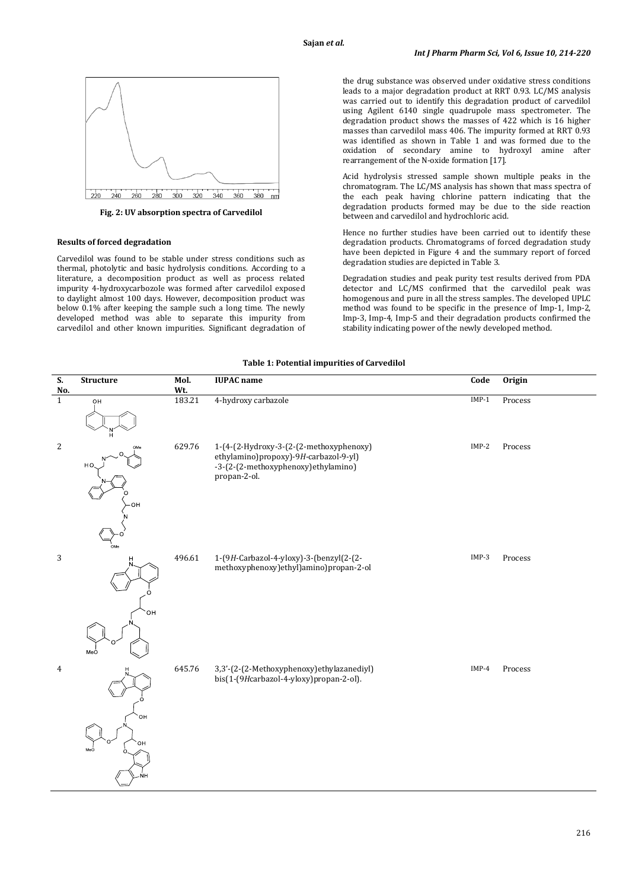Fig. 2: UV absorption spectra of Carvedilol

### Results of forced degradation

Carvedilol was found to be stable under stress conditions such as thermal, photolytic and basic hydrolysis conditions. According to a literature, a decomposition product as well as process related impurity 4-hydroxycarbozole was formed after carvedilol exposed to daylight almost 100 days. However, decomposition product was below 0.1% after keeping the sample such a long time. The newly developed method was able to separate this impurity from carvedilol and other known impurities. Significant degradation of the drug substance was observed under oxidative stress conditions leads to a major degradation product at RRT 0.93. LC/MS analysis was carried out to identify this degradation product of carvedilol using Agilent 6140 single quadrupole mass spectrometer. The degradation product shows the masses of 422 which is 16 higher masses than carvedilol mass 406. The impurity formed at RRT 0.93 was identified as shown in Table 1 and was formed due to the oxidation of secondary amine to hydroxyl amine after rearrangement of the N-oxide formation [17].

Acid hydrolysis stressed sample shown multiple peaks in the chromatogram. The LC/MS analysis has shown that mass spectra of the each peak having chlorine pattern indicating that the degradation products formed may be due to the side reaction between and carvedilol and hydrochloric acid.

Hence no further studies have been carried out to identify these degradation products. Chromatograms of forced degradation study have been depicted in Figure 4 and the summary report of forced degradation studies are depicted in Table 3.

Degradation studies and peak purity test results derived from PDA detector and LC/MS confirmed that the carvedilol peak was homogenous and pure in all the stress samples. The developed UPLC method was found to be specific in the presence of Imp-1, Imp-2, Imp-3, Imp-4, Imp-5 and their degradation products confirmed the stability indicating power of the newly developed method.

**Table 1: Potential impurities of Carvedilol**

| S. No. | Structure | Mol. Wt. | IUPAC name | Code | Origin |
|---|---|---|---|---|---|
| 1 | | 183.21 | 4-hydroxy carbazole | IMP-1 | Process |
| 2 | | 629.76 | 1-(4-(2-Hydroxy-3-(2-(2-methoxyphenoxy) ethylamino)propoxy)-9*H*-carbazol-9-yl) -3-(2-(2-methoxyphenoxy)ethylamino) propan-2-ol. | IMP-2 | Process |
| 3 | | 496.61 | 1-(9*H*-Carbazol-4-yloxy)-3-(benzyl(2-(2-methoxyphenoxy)ethyl)amino)propan-2-ol | IMP-3 | Process |
| 4 | | 645.76 | 3,3'-(2-(2-Methoxyphenoxy)ethylazanediyl) bis(1-(9*H*carbazol-4-yloxy)propan-2-ol). | IMP-4 | Process |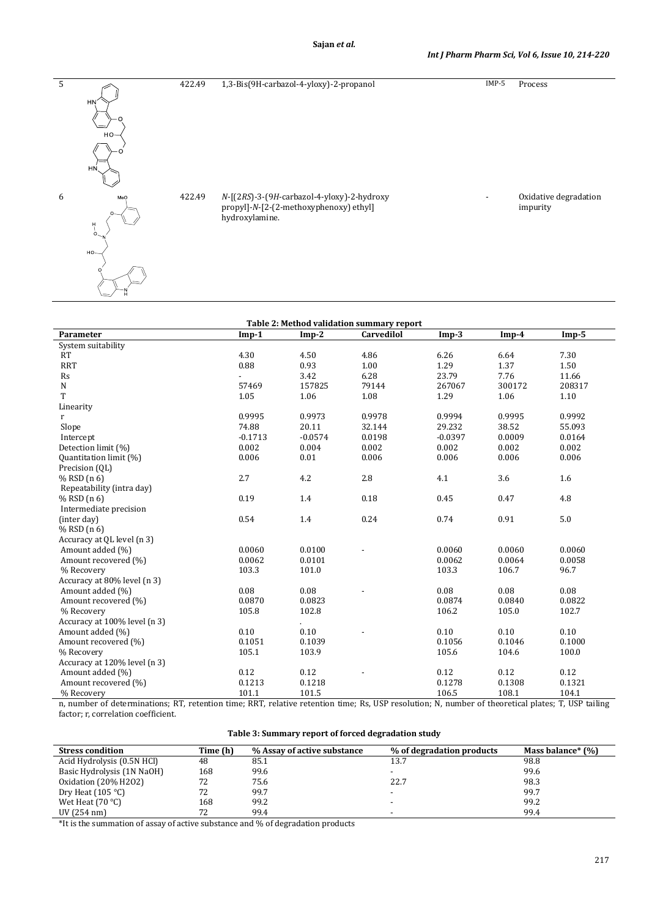| | | | | | |
|---|---|---|---|---|---|
| 5 | | 422.49 | 1,3-Bis(9H-carbazol-4-yloxy)-2-propanol | IMP-5 | Process |
| 6 | | 422.49 | *N*-[(2*RS*)-3-(9*H*-carbazol-4-yloxy)-2-hydroxy propyl]-*N*-[2-(2-methoxyphenoxy) ethyl] hydroxylamine. | - | Oxidative degradation impurity |

**Table 2: Method validation summary report**

| Parameter | Imp-1 | Imp-2 | Carvedilol | Imp-3 | Imp-4 | Imp-5 |
|---|---|---|---|---|---|---|
| System suitability | | | | | | |
| RT | 4.30 | 4.50 | 4.86 | 6.26 | 6.64 | 7.30 |
| RRT | 0.88 | 0.93 | 1.00 | 1.29 | 1.37 | 1.50 |
| Rs | - | 3.42 | 6.28 | 23.79 | 7.76 | 11.66 |
| N | 57469 | 157825 | 79144 | 267067 | 300172 | 208317 |
| T | 1.05 | 1.06 | 1.08 | 1.29 | 1.06 | 1.10 |
| Linearity | | | | | | |
| r | 0.9995 | 0.9973 | 0.9978 | 0.9994 | 0.9995 | 0.9992 |
| Slope | 74.88 | 20.11 | 32.144 | 29.232 | 38.52 | 55.093 |
| Intercept | -0.1713 | -0.0574 | 0.0198 | -0.0397 | 0.0009 | 0.0164 |
| Detection limit (%) | 0.002 | 0.004 | 0.002 | 0.002 | 0.002 | 0.002 |
| Quantitation limit (%) | 0.006 | 0.01 | 0.006 | 0.006 | 0.006 | 0.006 |
| Precision (QL) | | | | | | |
| % RSD (n 6) | 2.7 | 4.2 | 2.8 | 4.1 | 3.6 | 1.6 |
| Repeatability (intra day) | | | | | | |
| % RSD (n 6) | 0.19 | 1.4 | 0.18 | 0.45 | 0.47 | 4.8 |
| Intermediate precision (inter day) % RSD (n 6) | 0.54 | 1.4 | 0.24 | 0.74 | 0.91 | 5.0 |
| Accuracy at QL level (n 3) | | | | | | |
| Amount added (%) | 0.0060 | 0.0100 | - | 0.0060 | 0.0060 | 0.0060 |
| Amount recovered (%) | 0.0062 | 0.0101 | | 0.0062 | 0.0064 | 0.0058 |
| % Recovery | 103.3 | 101.0 | | 103.3 | 106.7 | 96.7 |
| Accuracy at 80% level (n 3) | | | | | | |
| Amount added (%) | 0.08 | 0.08 | - | 0.08 | 0.08 | 0.08 |
| Amount recovered (%) | 0.0870 | 0.0823 | | 0.0874 | 0.0840 | 0.0822 |
| % Recovery | 105.8 | 102.8 | | 106.2 | 105.0 | 102.7 |
| Accuracy at 100% level (n 3) | | . | | | | |
| Amount added (%) | 0.10 | 0.10 | - | 0.10 | 0.10 | 0.10 |
| Amount recovered (%) | 0.1051 | 0.1039 | | 0.1056 | 0.1046 | 0.1000 |
| % Recovery | 105.1 | 103.9 | | 105.6 | 104.6 | 100.0 |
| Accuracy at 120% level (n 3) | | | | | | |
| Amount added (%) | 0.12 | 0.12 | - | 0.12 | 0.12 | 0.12 |
| Amount recovered (%) | 0.1213 | 0.1218 | | 0.1278 | 0.1308 | 0.1321 |
| % Recovery | 101.1 | 101.5 | | 106.5 | 108.1 | 104.1 |

n, number of determinations; RT, retention time; RRT, relative retention time; Rs, USP resolution; N, number of theoretical plates; T, USP tailing factor; r, correlation coefficient.

**Table 3: Summary report of forced degradation study**

| Stress condition | Time (h) | % Assay of active substance | % of degradation products | Mass balance* (%) |
|---|---|---|---|---|
| Acid Hydrolysis (0.5N HCl) | 48 | 85.1 | 13.7 | 98.8 |
| Basic Hydrolysis (1N NaOH) | 168 | 99.6 | - | 99.6 |
| Oxidation (20% $H_2O_2$) | 72 | 75.6 | 22.7 | 98.3 |
| Dry Heat (105 °C) | 72 | 99.7 | - | 99.7 |
| Wet Heat (70 °C) | 168 | 99.2 | - | 99.2 |
| UV (254 nm) | 72 | 99.4 | - | 99.4 |

*It is the summation of assay of active substance and % of degradation products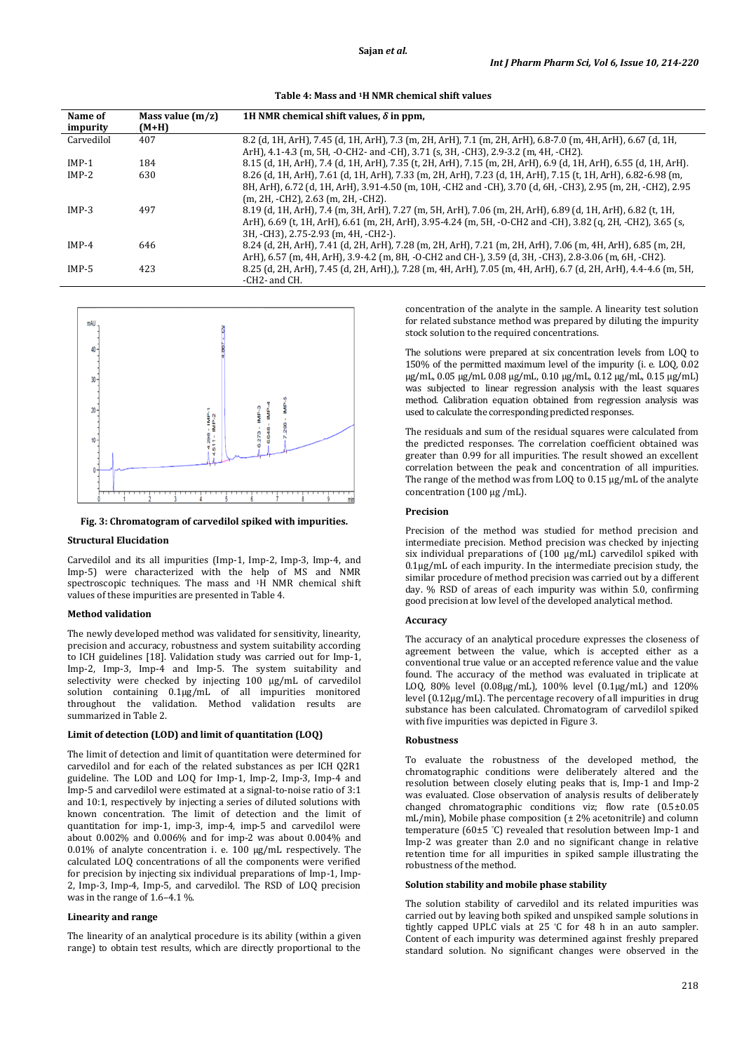**Table 4: Mass and $^1H$ NMR chemical shift values**

| Name of impurity | Mass value (m/z) (M+H) | 1H NMR chemical shift values, δ in ppm, |
|---|---|---|
| Carvedilol | 407 | 8.2 (d, 1H, ArH), 7.45 (d, 1H, ArH), 7.3 (m, 2H, ArH), 7.1 (m, 2H, ArH), 6.8-7.0 (m, 4H, ArH), 6.67 (d, 1H, ArH), 4.1-4.3 (m, 5H, -O-CH2- and -CH), 3.71 (s, 3H, -CH3), 2.9-3.2 (m, 4H, -CH2). |
| IMP-1 | 184 | 8.15 (d, 1H, ArH), 7.4 (d, 1H, ArH), 7.35 (t, 2H, ArH), 7.15 (m, 2H, ArH), 6.9 (d, 1H, ArH), 6.55 (d, 1H, ArH). |
| IMP-2 | 630 | 8.26 (d, 1H, ArH), 7.61 (d, 1H, ArH), 7.33 (m, 2H, ArH), 7.23 (d, 1H, ArH), 7.15 (t, 1H, ArH), 6.82-6.98 (m, 8H, ArH), 6.72 (d, 1H, ArH), 3.91-4.50 (m, 10H, -CH2 and -CH), 3.70 (d, 6H, -CH3), 2.95 (m, 2H, -CH2), 2.95 (m, 2H, -CH2), 2.63 (m, 2H, -CH2). |
| IMP-3 | 497 | 8.19 (d, 1H, ArH), 7.4 (m, 3H, ArH), 7.27 (m, 5H, ArH), 7.06 (m, 2H, ArH), 6.89 (d, 1H, ArH), 6.82 (t, 1H, ArH), 6.69 (t, 1H, ArH), 6.61 (m, 2H, ArH), 3.95-4.24 (m, 5H, -O-CH2 and -CH), 3.82 (q, 2H, -CH2), 3.65 (s, 3H, -CH3), 2.75-2.93 (m, 4H, -CH2-). |
| IMP-4 | 646 | 8.24 (d, 2H, ArH), 7.41 (d, 2H, ArH), 7.28 (m, 2H, ArH), 7.21 (m, 2H, ArH), 7.06 (m, 4H, ArH), 6.85 (m, 2H, ArH), 6.57 (m, 4H, ArH), 3.9-4.2 (m, 8H, -O-CH2 and CH-), 3.59 (d, 3H, -CH3), 2.8-3.06 (m, 6H, -CH2). |
| IMP-5 | 423 | 8.25 (d, 2H, ArH), 7.45 (d, 2H, ArH),), 7.28 (m, 4H, ArH), 7.05 (m, 4H, ArH), 6.7 (d, 2H, ArH), 4.4-4.6 (m, 5H, -CH2- and CH. |

**Fig. 3: Chromatogram of carvedilol spiked with impurities.**

### Structural Elucidation

Carvedilol and its all impurities (Imp-1, Imp-2, Imp-3, Imp-4, and Imp-5) were characterized with the help of MS and NMR spectroscopic techniques. The mass and $^1H$ NMR chemical shift values of these impurities are presented in Table 4.

### Method validation

The newly developed method was validated for sensitivity, linearity, precision and accuracy, robustness and system suitability according to ICH guidelines [18]. Validation study was carried out for Imp-1, Imp-2, Imp-3, Imp-4 and Imp-5. The system suitability and selectivity were checked by injecting 100 µg/mL of carvedilol solution containing 0.1µg/mL of all impurities monitored throughout the validation. Method validation results are summarized in Table 2.

### Limit of detection (LOD) and limit of quantitation (LOQ)

The limit of detection and limit of quantitation were determined for carvedilol and for each of the related substances as per ICH Q2R1 guideline. The LOD and LOQ for Imp-1, Imp-2, Imp-3, Imp-4 and Imp-5 and carvedilol were estimated at a signal-to-noise ratio of 3:1 and 10:1, respectively by injecting a series of diluted solutions with known concentration. The limit of detection and the limit of quantitation for imp-1, imp-3, imp-4, imp-5 and carvedilol were about 0.002% and 0.006% and for imp-2 was about 0.004% and 0.01% of analyte concentration i. e. 100 µg/mL respectively. The calculated LOQ concentrations of all the components were verified for precision by injecting six individual preparations of Imp-1, Imp-2, Imp-3, Imp-4, Imp-5, and carvedilol. The RSD of LOQ precision was in the range of 1.6–4.1 %.

### Linearity and range

The linearity of an analytical procedure is its ability (within a given range) to obtain test results, which are directly proportional to the concentration of the analyte in the sample. A linearity test solution for related substance method was prepared by diluting the impurity stock solution to the required concentrations.

The solutions were prepared at six concentration levels from LOQ to 150% of the permitted maximum level of the impurity (i. e. LOQ, 0.02 µg/mL, 0.05 µg/mL 0.08 µg/mL, 0.10 µg/mL, 0.12 µg/mL, 0.15 µg/mL) was subjected to linear regression analysis with the least squares method. Calibration equation obtained from regression analysis was used to calculate the corresponding predicted responses.

The residuals and sum of the residual squares were calculated from the predicted responses. The correlation coefficient obtained was greater than 0.99 for all impurities. The result showed an excellent correlation between the peak and concentration of all impurities. The range of the method was from LOQ to 0.15 µg/mL of the analyte concentration (100 µg /mL).

### Precision

Precision of the method was studied for method precision and intermediate precision. Method precision was checked by injecting six individual preparations of (100 µg/mL) carvedilol spiked with 0.1µg/mL of each impurity. In the intermediate precision study, the similar procedure of method precision was carried out by a different day. % RSD of areas of each impurity was within 5.0, confirming good precision at low level of the developed analytical method.

### Accuracy

The accuracy of an analytical procedure expresses the closeness of agreement between the value, which is accepted either as a conventional true value or an accepted reference value and the value found. The accuracy of the method was evaluated in triplicate at LOQ, 80% level (0.08µg/mL), 100% level (0.1µg/mL) and 120% level (0.12µg/mL). The percentage recovery of all impurities in drug substance has been calculated. Chromatogram of carvedilol spiked with five impurities was depicted in Figure 3.

### Robustness

To evaluate the robustness of the developed method, the chromatographic conditions were deliberately altered and the resolution between closely eluting peaks that is, Imp-1 and Imp-2 was evaluated. Close observation of analysis results of deliberately changed chromatographic conditions viz; flow rate (0.5±0.05 mL/min), Mobile phase composition (± 2% acetonitrile) and column temperature (60±5 ˚C) revealed that resolution between Imp-1 and Imp-2 was greater than 2.0 and no significant change in relative retention time for all impurities in spiked sample illustrating the robustness of the method.

### Solution stability and mobile phase stability

The solution stability of carvedilol and its related impurities was carried out by leaving both spiked and unspiked sample solutions in tightly capped UPLC vials at 25 ˚C for 48 h in an auto sampler. Content of each impurity was determined against freshly prepared standard solution. No significant changes were observed in the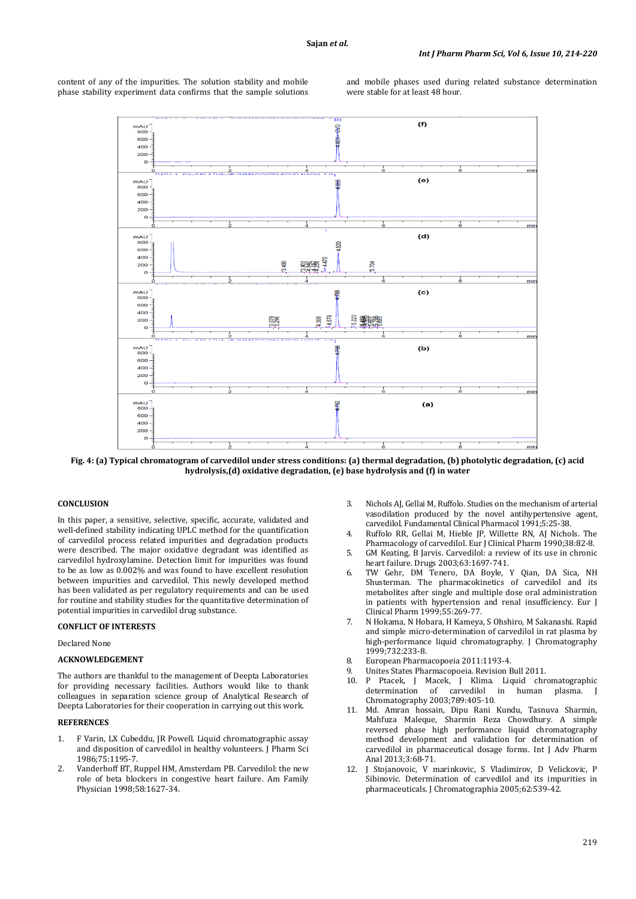content of any of the impurities. The solution stability and mobile phase stability experiment data confirms that the sample solutions and mobile phases used during related substance determination were stable for at least 48 hour.

**Fig. 4: (a) Typical chromatogram of carvedilol under stress conditions: (a) thermal degradation, (b) photolytic degradation, (c) acid hydrolysis,(d) oxidative degradation, (e) base hydrolysis and (f) in water**

## CONCLUSION

In this paper, a sensitive, selective, specific, accurate, validated and well-defined stability indicating UPLC method for the quantification of carvedilol process related impurities and degradation products were described. The major oxidative degradant was identified as carvedilol hydroxylamine. Detection limit for impurities was found to be as low as 0.002% and was found to have excellent resolution between impurities and carvedilol. This newly developed method has been validated as per regulatory requirements and can be used for routine and stability studies for the quantitative determination of potential impurities in carvedilol drug substance.

## CONFLICT OF INTERESTS

Declared None

## ACKNOWLEDGEMENT

The authors are thankful to the management of Deepta Laboratories for providing necessary facilities. Authors would like to thank colleagues in separation science group of Analytical Research of Deepta Laboratories for their cooperation in carrying out this work.

## REFERENCES

1. F Varin, LX Cubeddu, JR Powell. Liquid chromatographic assay and disposition of carvedilol in healthy volunteers. J Pharm Sci 1986;75:1195-7.
2. Vanderhoff BT, Ruppel HM, Amsterdam PB. Carvedilol: the new role of beta blockers in congestive heart failure. Am Family Physician 1998;58:1627-34.
3. Nichols AJ, Gellai M, Ruffolo. Studies on the mechanism of arterial vasodilation produced by the novel antihypertensive agent, carvedilol. Fundamental Clinical Pharmacol 1991;5:25-38.
4. Ruffolo RR, Gellai M, Hieble JP, Willette RN, AJ Nichols. The Pharmacology of carvedilol. Eur J Clinical Pharm 1990;38:82-8.
5. GM Keating, B Jarvis. Carvedilol: a review of its use in chronic heart failure. Drugs 2003;63:1697-741.
6. TW Gehr, DM Tenero, DA Boyle, Y Qian, DA Sica, NH Shusterman. The pharmacokinetics of carvedilol and its metabolites after single and multiple dose oral administration in patients with hypertension and renal insufficiency. Eur J Clinical Pharm 1999;55:269-77.
7. N Hokama, N Hobara, H Kameya, S Ohshiro, M Sakanashi. Rapid and simple micro-determination of carvedilol in rat plasma by high-performance liquid chromatography. J Chromatography 1999;732:233-8.
8. European Pharmacopoeia 2011:1193-4.
9. Unites States Pharmacopoeia. Revision Bull 2011.
10. P Ptacek, J Macek, J Klima. Liquid chromatographic determination of carvedilol in human plasma. J Chromatography 2003;789:405-10.
11. Md. Amran hossain, Dipu Rani Kundu, Tasnuva Sharmin, Mahfuza Maleque, Sharmin Reza Chowdhury. A simple reversed phase high performance liquid chromatography method development and validation for determination of carvedilol in pharmaceutical dosage forms. Int J Adv Pharm Anal 2013;3:68-71.
12. J Stojanovoic, V marinkovic, S Vladimirov, D Velickovic, P Sibinovic. Determination of carvedilol and its impurities in pharmaceuticals. J Chromatographia 2005;62:539-42.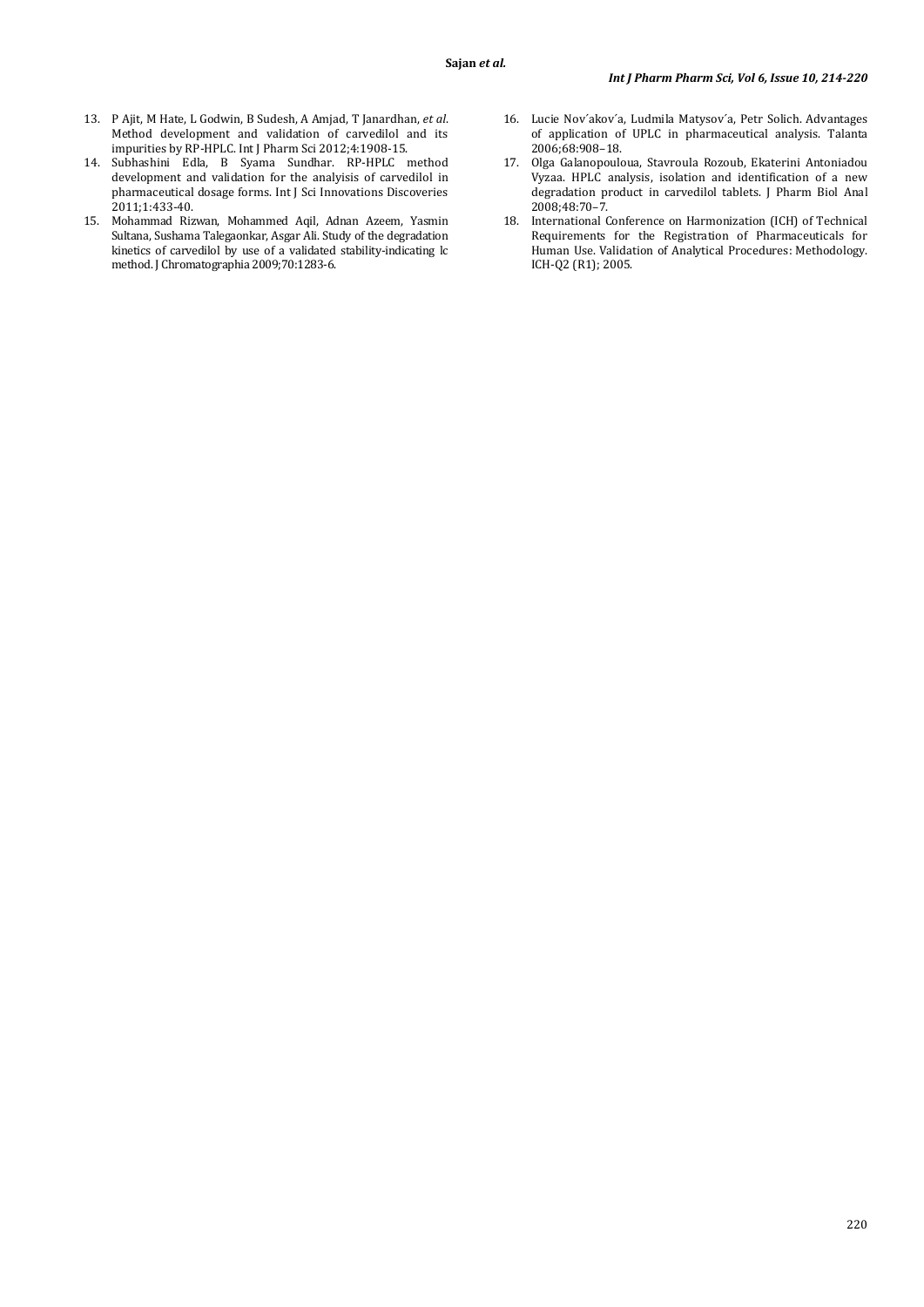13. P Ajit, M Hate, L Godwin, B Sudesh, A Amjad, T Janardhan, *et al*. Method development and validation of carvedilol and its impurities by RP-HPLC. Int J Pharm Sci 2012;4:1908-15.
14. Subhashini Edla, B Syama Sundhar. RP-HPLC method development and validation for the analyisis of carvedilol in pharmaceutical dosage forms. Int J Sci Innovations Discoveries 2011;1:433-40.
15. Mohammad Rizwan, Mohammed Aqil, Adnan Azeem, Yasmin Sultana, Sushama Talegaonkar, Asgar Ali. Study of the degradation kinetics of carvedilol by use of a validated stability-indicating lc method. J Chromatographia 2009;70:1283-6.
16. Lucie Nov´akov´a, Ludmila Matysov´a, Petr Solich. Advantages of application of UPLC in pharmaceutical analysis. Talanta 2006;68:908–18.
17. Olga Galanopouloua, Stavroula Rozoub, Ekaterini Antoniadou Vyzaa. HPLC analysis, isolation and identification of a new degradation product in carvedilol tablets. J Pharm Biol Anal 2008;48:70–7.
18. International Conference on Harmonization (ICH) of Technical Requirements for the Registration of Pharmaceuticals for Human Use. Validation of Analytical Procedures: Methodology. ICH-Q2 (R1); 2005.